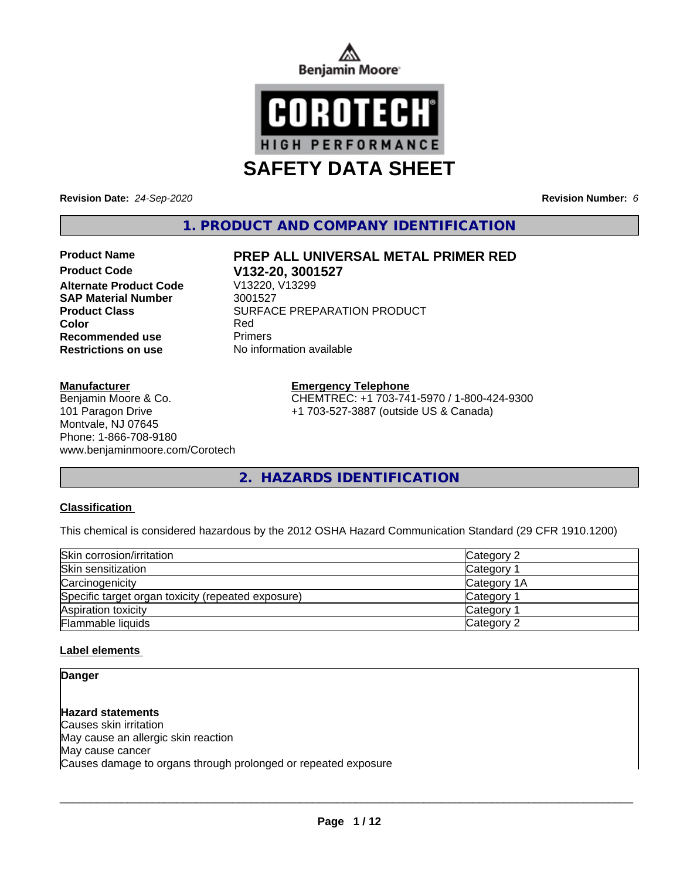Benjamin Moore

COROTECH HIGH PERFORMANCE

# SAFETY DATA SHEET

**Revision Date:** *24-Sep-2020*

**Revision Number:** *6*

## 1. PRODUCT AND COMPANY IDENTIFICATION

| | |
|---|---|
| **Product Name** | **PREP ALL UNIVERSAL METAL PRIMER RED** |
| **Product Code** | **V132-20, 3001527** |
| **Alternate Product Code** | V13220, V13299 |
| **SAP Material Number** | 3001527 |
| **Product Class** | SURFACE PREPARATION PRODUCT |
| **Color** | Red |
| **Recommended use** | Primers |
| **Restrictions on use** | No information available |

**Manufacturer**
Benjamin Moore & Co.
101 Paragon Drive
Montvale, NJ 07645
Phone: 1-866-708-9180
www.benjaminmoore.com/Corotech

**Emergency Telephone**
CHEMTREC: +1 703-741-5970 / 1-800-424-9300
+1 703-527-3887 (outside US & Canada)

## 2. HAZARDS IDENTIFICATION

**Classification**

This chemical is considered hazardous by the 2012 OSHA Hazard Communication Standard (29 CFR 1910.1200)

| | |
|---|---|
| Skin corrosion/irritation | Category 2 |
| Skin sensitization | Category 1 |
| Carcinogenicity | Category 1A |
| Specific target organ toxicity (repeated exposure) | Category 1 |
| Aspiration toxicity | Category 1 |
| Flammable liquids | Category 2 |

**Label elements**

**Danger**

**Hazard statements**
Causes skin irritation
May cause an allergic skin reaction
May cause cancer
Causes damage to organs through prolonged or repeated exposure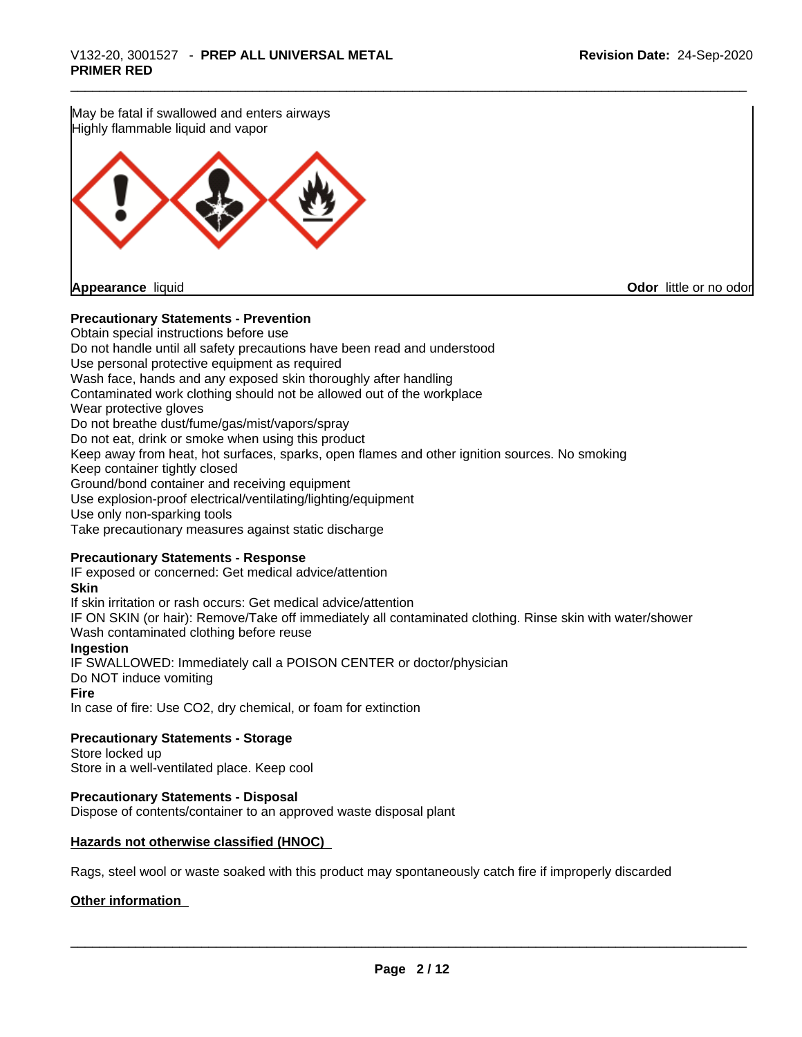May be fatal if swallowed and enters airways
Highly flammable liquid and vapor

**Appearance** liquid **Odor** little or no odor

**Precautionary Statements - Prevention**

Obtain special instructions before use
Do not handle until all safety precautions have been read and understood
Use personal protective equipment as required
Wash face, hands and any exposed skin thoroughly after handling
Contaminated work clothing should not be allowed out of the workplace
Wear protective gloves
Do not breathe dust/fume/gas/mist/vapors/spray
Do not eat, drink or smoke when using this product
Keep away from heat, hot surfaces, sparks, open flames and other ignition sources. No smoking
Keep container tightly closed
Ground/bond container and receiving equipment
Use explosion-proof electrical/ventilating/lighting/equipment
Use only non-sparking tools
Take precautionary measures against static discharge

**Precautionary Statements - Response**

IF exposed or concerned: Get medical advice/attention

**Skin**

If skin irritation or rash occurs: Get medical advice/attention
IF ON SKIN (or hair): Remove/Take off immediately all contaminated clothing. Rinse skin with water/shower
Wash contaminated clothing before reuse

**Ingestion**

IF SWALLOWED: Immediately call a POISON CENTER or doctor/physician
Do NOT induce vomiting

**Fire**

In case of fire: Use CO2, dry chemical, or foam for extinction

**Precautionary Statements - Storage**

Store locked up
Store in a well-ventilated place. Keep cool

**Precautionary Statements - Disposal**

Dispose of contents/container to an approved waste disposal plant

**Hazards not otherwise classified (HNOC)**

Rags, steel wool or waste soaked with this product may spontaneously catch fire if improperly discarded

**Other information**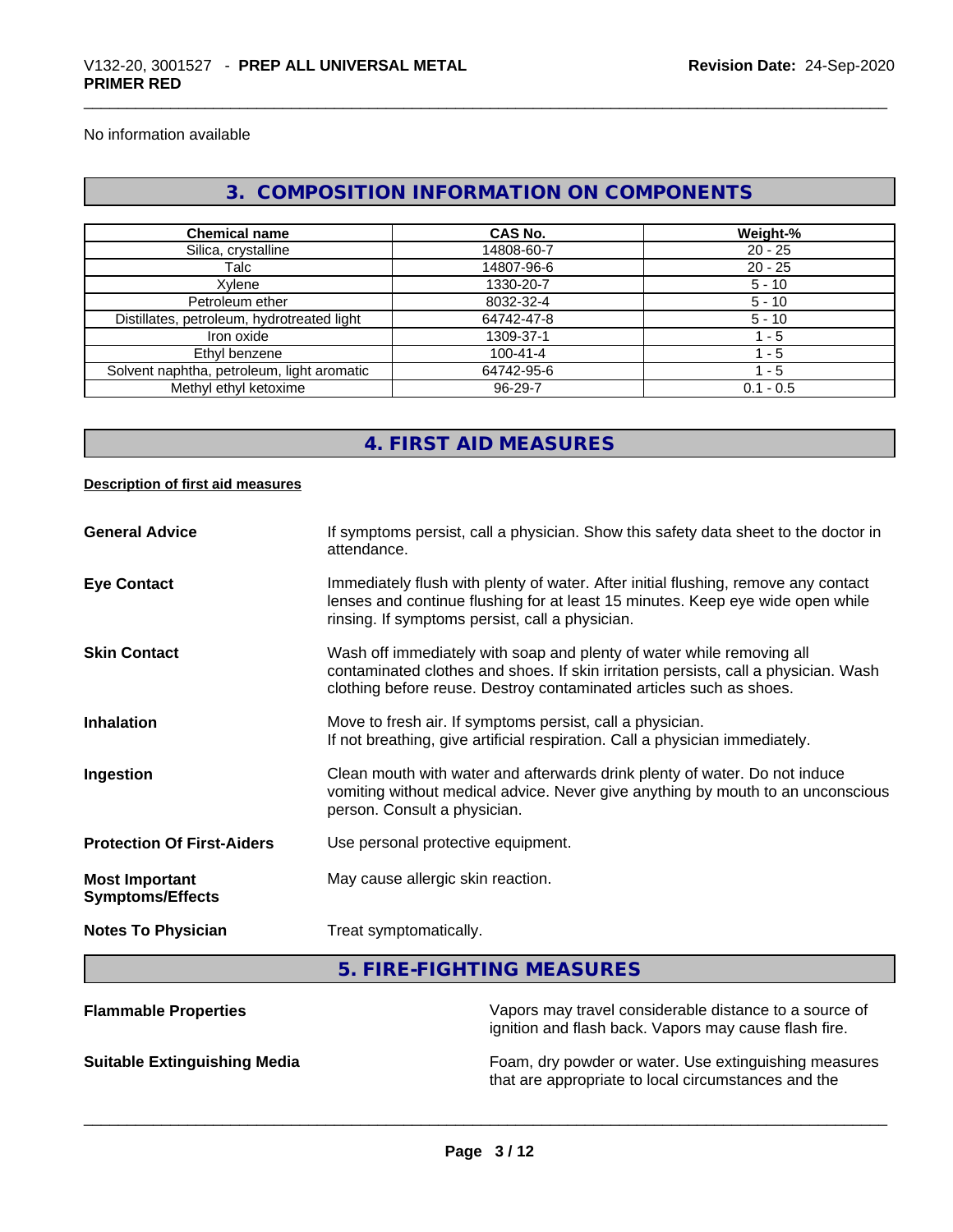No information available

## 3. COMPOSITION INFORMATION ON COMPONENTS

| Chemical name | CAS No. | Weight-% |
| --- | --- | --- |
| Silica, crystalline | 14808-60-7 | 20 - 25 |
| Talc | 14807-96-6 | 20 - 25 |
| Xylene | 1330-20-7 | 5 - 10 |
| Petroleum ether | 8032-32-4 | 5 - 10 |
| Distillates, petroleum, hydrotreated light | 64742-47-8 | 5 - 10 |
| Iron oxide | 1309-37-1 | 1 - 5 |
| Ethyl benzene | 100-41-4 | 1 - 5 |
| Solvent naphtha, petroleum, light aromatic | 64742-95-6 | 1 - 5 |
| Methyl ethyl ketoxime | 96-29-7 | 0.1 - 0.5 |

## 4. FIRST AID MEASURES

**Description of first aid measures**

**General Advice** — If symptoms persist, call a physician. Show this safety data sheet to the doctor in attendance.

**Eye Contact** — Immediately flush with plenty of water. After initial flushing, remove any contact lenses and continue flushing for at least 15 minutes. Keep eye wide open while rinsing. If symptoms persist, call a physician.

**Skin Contact** — Wash off immediately with soap and plenty of water while removing all contaminated clothes and shoes. If skin irritation persists, call a physician. Wash clothing before reuse. Destroy contaminated articles such as shoes.

**Inhalation** — Move to fresh air. If symptoms persist, call a physician.
If not breathing, give artificial respiration. Call a physician immediately.

**Ingestion** — Clean mouth with water and afterwards drink plenty of water. Do not induce vomiting without medical advice. Never give anything by mouth to an unconscious person. Consult a physician.

**Protection Of First-Aiders** — Use personal protective equipment.

**Most Important Symptoms/Effects** — May cause allergic skin reaction.

**Notes To Physician** — Treat symptomatically.

## 5. FIRE-FIGHTING MEASURES

**Flammable Properties** — Vapors may travel considerable distance to a source of ignition and flash back. Vapors may cause flash fire.

**Suitable Extinguishing Media** — Foam, dry powder or water. Use extinguishing measures that are appropriate to local circumstances and the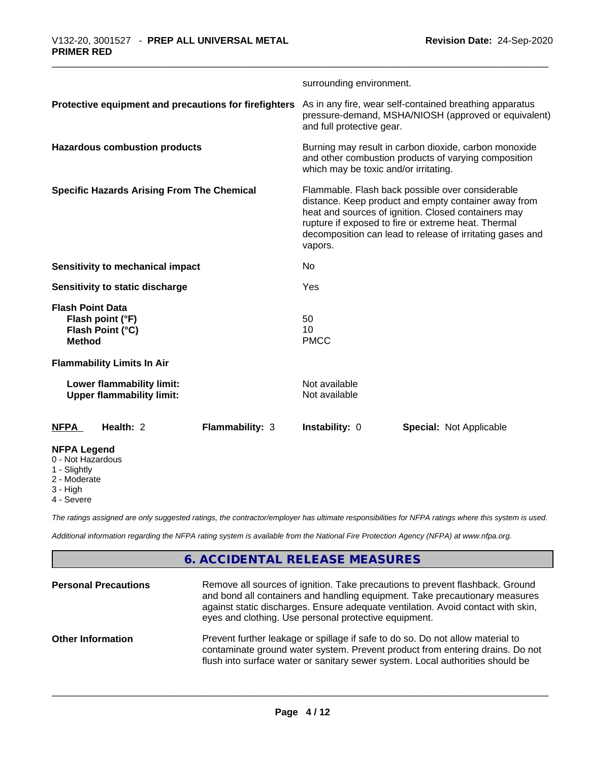surrounding environment.

**Protective equipment and precautions for firefighters** — As in any fire, wear self-contained breathing apparatus pressure-demand, MSHA/NIOSH (approved or equivalent) and full protective gear.

**Hazardous combustion products** — Burning may result in carbon dioxide, carbon monoxide and other combustion products of varying composition which may be toxic and/or irritating.

**Specific Hazards Arising From The Chemical** — Flammable. Flash back possible over considerable distance. Keep product and empty container away from heat and sources of ignition. Closed containers may rupture if exposed to fire or extreme heat. Thermal decomposition can lead to release of irritating gases and vapors.

**Sensitivity to mechanical impact** — No

**Sensitivity to static discharge** — Yes

**Flash Point Data**

| | |
|---|---|
| **Flash point (°F)** | 50 |
| **Flash Point (°C)** | 10 |
| **Method** | PMCC |

**Flammability Limits In Air**

| | |
|---|---|
| **Lower flammability limit:** | Not available |
| **Upper flammability limit:** | Not available |

| **NFPA** | **Health:** 2 | **Flammability:** 3 | **Instability:** 0 | **Special:** Not Applicable |
|---|---|---|---|---|

**NFPA Legend**
- 0 - Not Hazardous
- 1 - Slightly
- 2 - Moderate
- 3 - High
- 4 - Severe

*The ratings assigned are only suggested ratings, the contractor/employer has ultimate responsibilities for NFPA ratings where this system is used.*

*Additional information regarding the NFPA rating system is available from the National Fire Protection Agency (NFPA) at www.nfpa.org.*

## 6. ACCIDENTAL RELEASE MEASURES

**Personal Precautions** — Remove all sources of ignition. Take precautions to prevent flashback. Ground and bond all containers and handling equipment. Take precautionary measures against static discharges. Ensure adequate ventilation. Avoid contact with skin, eyes and clothing. Use personal protective equipment.

**Other Information** — Prevent further leakage or spillage if safe to do so. Do not allow material to contaminate ground water system. Prevent product from entering drains. Do not flush into surface water or sanitary sewer system. Local authorities should be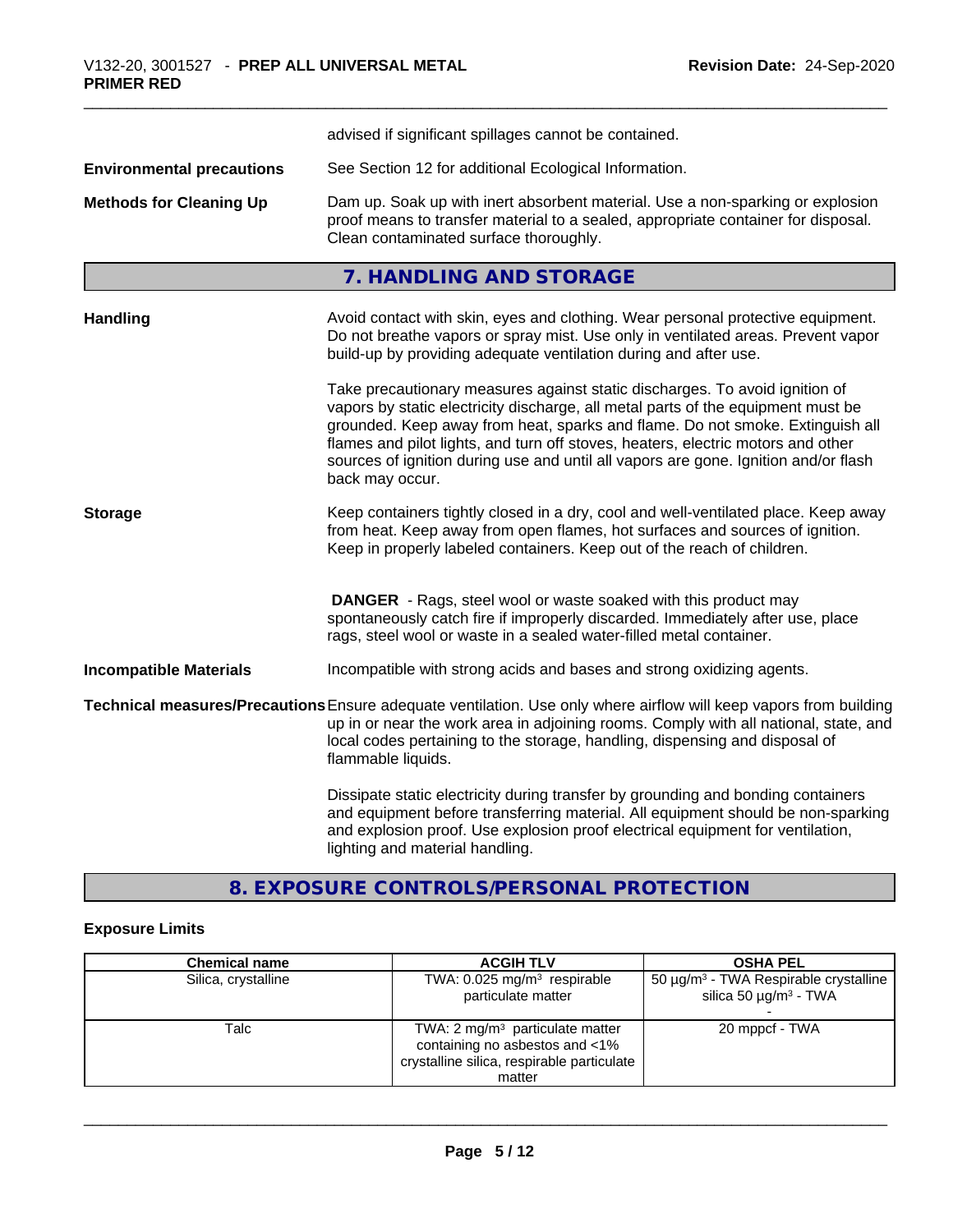advised if significant spillages cannot be contained.

**Environmental precautions** See Section 12 for additional Ecological Information.

**Methods for Cleaning Up** Dam up. Soak up with inert absorbent material. Use a non-sparking or explosion proof means to transfer material to a sealed, appropriate container for disposal. Clean contaminated surface thoroughly.

## 7. HANDLING AND STORAGE

**Handling** Avoid contact with skin, eyes and clothing. Wear personal protective equipment. Do not breathe vapors or spray mist. Use only in ventilated areas. Prevent vapor build-up by providing adequate ventilation during and after use.

Take precautionary measures against static discharges. To avoid ignition of vapors by static electricity discharge, all metal parts of the equipment must be grounded. Keep away from heat, sparks and flame. Do not smoke. Extinguish all flames and pilot lights, and turn off stoves, heaters, electric motors and other sources of ignition during use and until all vapors are gone. Ignition and/or flash back may occur.

**Storage** Keep containers tightly closed in a dry, cool and well-ventilated place. Keep away from heat. Keep away from open flames, hot surfaces and sources of ignition. Keep in properly labeled containers. Keep out of the reach of children.

**DANGER** - Rags, steel wool or waste soaked with this product may spontaneously catch fire if improperly discarded. Immediately after use, place rags, steel wool or waste in a sealed water-filled metal container.

**Incompatible Materials** Incompatible with strong acids and bases and strong oxidizing agents.

**Technical measures/Precautions** Ensure adequate ventilation. Use only where airflow will keep vapors from building up in or near the work area in adjoining rooms. Comply with all national, state, and local codes pertaining to the storage, handling, dispensing and disposal of flammable liquids.

Dissipate static electricity during transfer by grounding and bonding containers and equipment before transferring material. All equipment should be non-sparking and explosion proof. Use explosion proof electrical equipment for ventilation, lighting and material handling.

## 8. EXPOSURE CONTROLS/PERSONAL PROTECTION

### Exposure Limits

| Chemical name | ACGIH TLV | OSHA PEL |
|---|---|---|
| Silica, crystalline | TWA: 0.025 mg/m³ respirable particulate matter | 50 µg/m³ - TWA Respirable crystalline silica 50 µg/m³ - TWA - |
| Talc | TWA: 2 mg/m³ particulate matter containing no asbestos and <1% crystalline silica, respirable particulate matter | 20 mppcf - TWA |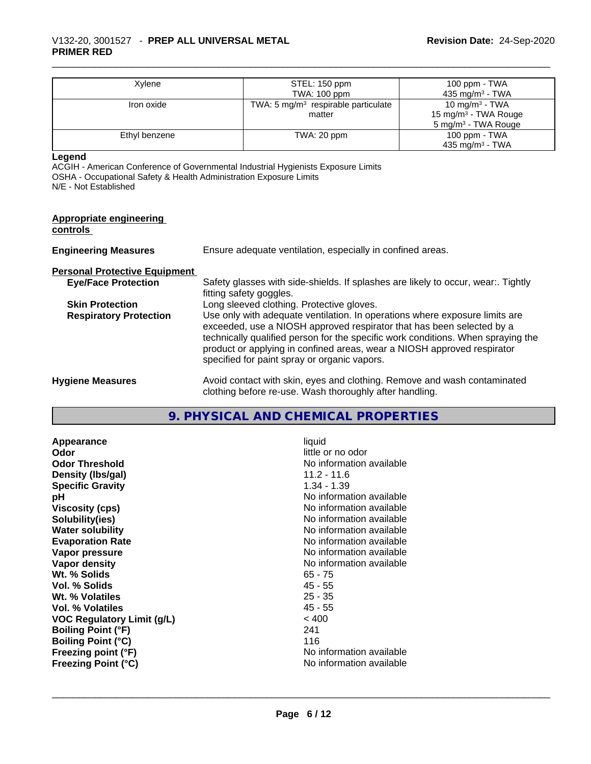| Xylene | STEL: 150 ppm<br>TWA: 100 ppm | 100 ppm - TWA<br>435 mg/m³ - TWA |
|---|---|---|
| Iron oxide | TWA: 5 mg/m³ respirable particulate matter | 10 mg/m³ - TWA<br>15 mg/m³ - TWA Rouge<br>5 mg/m³ - TWA Rouge |
| Ethyl benzene | TWA: 20 ppm | 100 ppm - TWA<br>435 mg/m³ - TWA |

**Legend**
ACGIH - American Conference of Governmental Industrial Hygienists Exposure Limits
OSHA - Occupational Safety & Health Administration Exposure Limits
N/E - Not Established

**Appropriate engineering controls**

**Engineering Measures** Ensure adequate ventilation, especially in confined areas.

**Personal Protective Equipment**

**Eye/Face Protection** Safety glasses with side-shields. If splashes are likely to occur, wear:. Tightly fitting safety goggles.

**Skin Protection** Long sleeved clothing. Protective gloves.

**Respiratory Protection** Use only with adequate ventilation. In operations where exposure limits are exceeded, use a NIOSH approved respirator that has been selected by a technically qualified person for the specific work conditions. When spraying the product or applying in confined areas, wear a NIOSH approved respirator specified for paint spray or organic vapors.

**Hygiene Measures** Avoid contact with skin, eyes and clothing. Remove and wash contaminated clothing before re-use. Wash thoroughly after handling.

## 9. PHYSICAL AND CHEMICAL PROPERTIES

| | |
|---|---|
| **Appearance** | liquid |
| **Odor** | little or no odor |
| **Odor Threshold** | No information available |
| **Density (lbs/gal)** | 11.2 - 11.6 |
| **Specific Gravity** | 1.34 - 1.39 |
| **pH** | No information available |
| **Viscosity (cps)** | No information available |
| **Solubility(ies)** | No information available |
| **Water solubility** | No information available |
| **Evaporation Rate** | No information available |
| **Vapor pressure** | No information available |
| **Vapor density** | No information available |
| **Wt. % Solids** | 65 - 75 |
| **Vol. % Solids** | 45 - 55 |
| **Wt. % Volatiles** | 25 - 35 |
| **Vol. % Volatiles** | 45 - 55 |
| **VOC Regulatory Limit (g/L)** | < 400 |
| **Boiling Point (°F)** | 241 |
| **Boiling Point (°C)** | 116 |
| **Freezing point (°F)** | No information available |
| **Freezing Point (°C)** | No information available |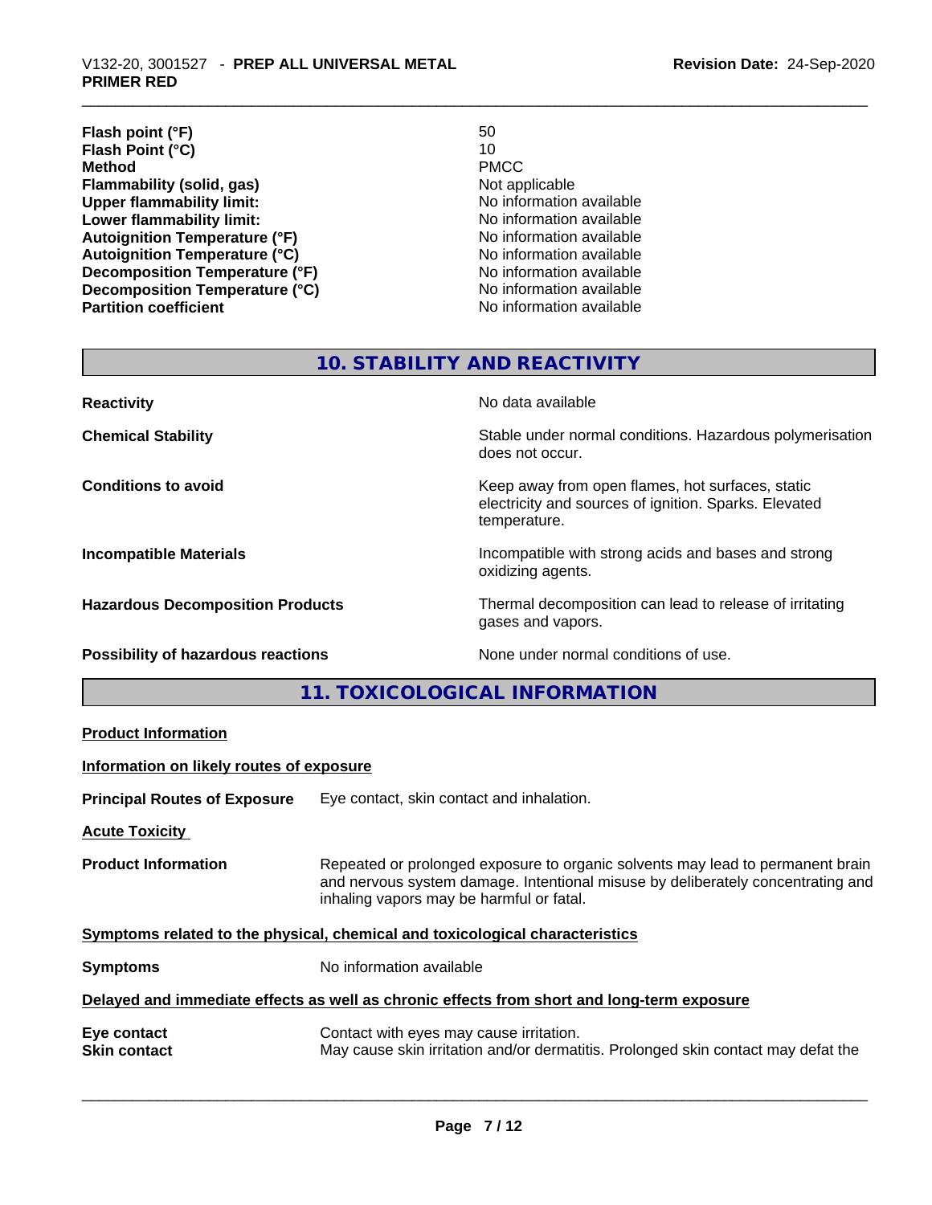| | |
|---|---|
| **Flash point (°F)** | 50 |
| **Flash Point (°C)** | 10 |
| **Method** | PMCC |
| **Flammability (solid, gas)** | Not applicable |
| **Upper flammability limit:** | No information available |
| **Lower flammability limit:** | No information available |
| **Autoignition Temperature (°F)** | No information available |
| **Autoignition Temperature (°C)** | No information available |
| **Decomposition Temperature (°F)** | No information available |
| **Decomposition Temperature (°C)** | No information available |
| **Partition coefficient** | No information available |

## 10. STABILITY AND REACTIVITY

| | |
|---|---|
| **Reactivity** | No data available |
| **Chemical Stability** | Stable under normal conditions. Hazardous polymerisation does not occur. |
| **Conditions to avoid** | Keep away from open flames, hot surfaces, static electricity and sources of ignition. Sparks. Elevated temperature. |
| **Incompatible Materials** | Incompatible with strong acids and bases and strong oxidizing agents. |
| **Hazardous Decomposition Products** | Thermal decomposition can lead to release of irritating gases and vapors. |
| **Possibility of hazardous reactions** | None under normal conditions of use. |

## 11. TOXICOLOGICAL INFORMATION

**Product Information**

**Information on likely routes of exposure**

**Principal Routes of Exposure** Eye contact, skin contact and inhalation.

**Acute Toxicity**

**Product Information** Repeated or prolonged exposure to organic solvents may lead to permanent brain and nervous system damage. Intentional misuse by deliberately concentrating and inhaling vapors may be harmful or fatal.

**Symptoms related to the physical, chemical and toxicological characteristics**

**Symptoms** No information available

**Delayed and immediate effects as well as chronic effects from short and long-term exposure**

**Eye contact** Contact with eyes may cause irritation.

**Skin contact** May cause skin irritation and/or dermatitis. Prolonged skin contact may defat the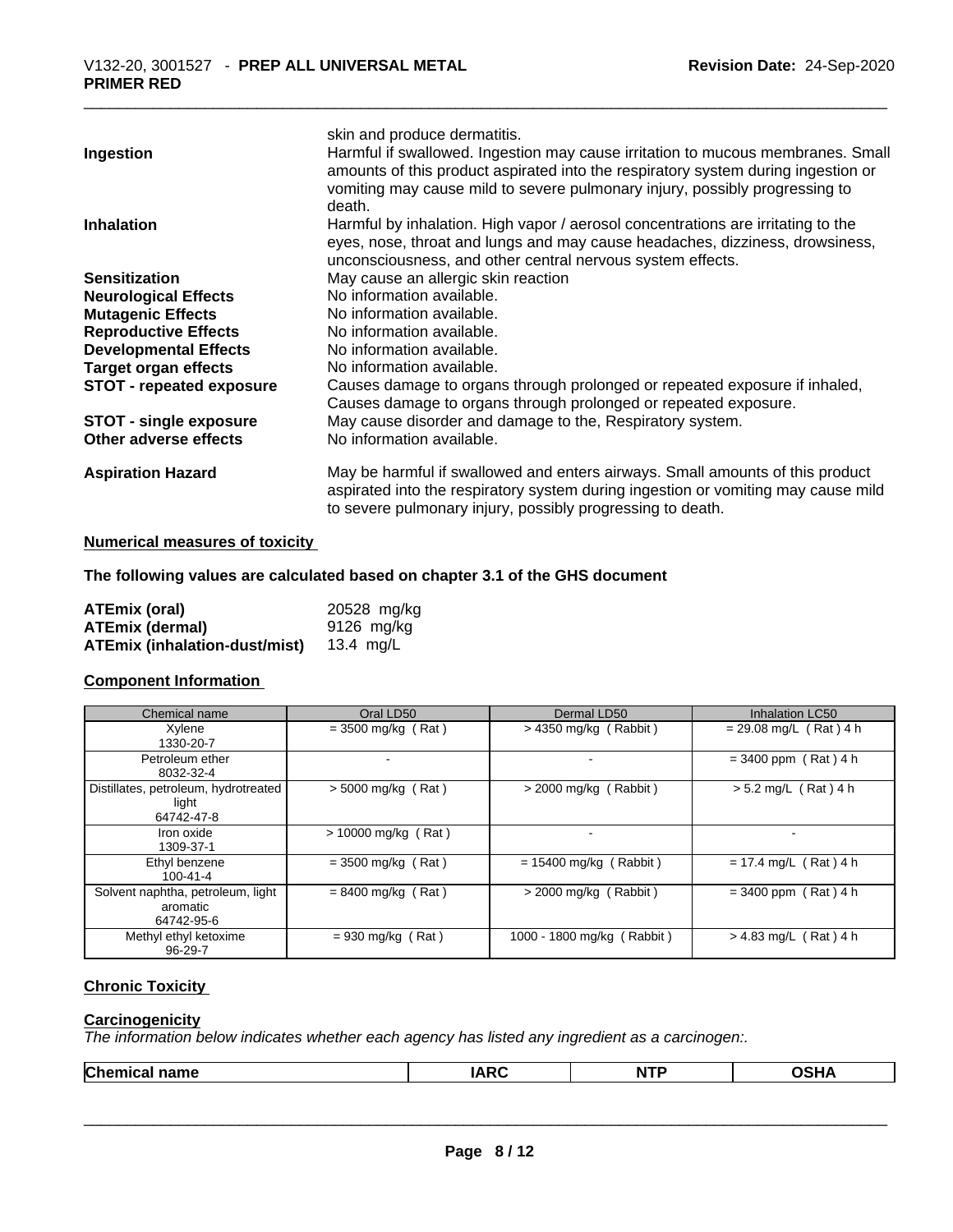| | |
|---|---|
| | skin and produce dermatitis. |
| **Ingestion** | Harmful if swallowed. Ingestion may cause irritation to mucous membranes. Small amounts of this product aspirated into the respiratory system during ingestion or vomiting may cause mild to severe pulmonary injury, possibly progressing to death. |
| **Inhalation** | Harmful by inhalation. High vapor / aerosol concentrations are irritating to the eyes, nose, throat and lungs and may cause headaches, dizziness, drowsiness, unconsciousness, and other central nervous system effects. |
| **Sensitization** | May cause an allergic skin reaction |
| **Neurological Effects** | No information available. |
| **Mutagenic Effects** | No information available. |
| **Reproductive Effects** | No information available. |
| **Developmental Effects** | No information available. |
| **Target organ effects** | No information available. |
| **STOT - repeated exposure** | Causes damage to organs through prolonged or repeated exposure if inhaled, Causes damage to organs through prolonged or repeated exposure. |
| **STOT - single exposure** | May cause disorder and damage to the, Respiratory system. |
| **Other adverse effects** | No information available. |
| **Aspiration Hazard** | May be harmful if swallowed and enters airways. Small amounts of this product aspirated into the respiratory system during ingestion or vomiting may cause mild to severe pulmonary injury, possibly progressing to death. |

**Numerical measures of toxicity**

**The following values are calculated based on chapter 3.1 of the GHS document**

| | |
|---|---|
| **ATEmix (oral)** | 20528 mg/kg |
| **ATEmix (dermal)** | 9126 mg/kg |
| **ATEmix (inhalation-dust/mist)** | 13.4 mg/L |

**Component Information**

| Chemical name | Oral LD50 | Dermal LD50 | Inhalation LC50 |
|---|---|---|---|
| Xylene<br>1330-20-7 | = 3500 mg/kg ( Rat ) | > 4350 mg/kg ( Rabbit ) | = 29.08 mg/L ( Rat ) 4 h |
| Petroleum ether<br>8032-32-4 | - | - | = 3400 ppm ( Rat ) 4 h |
| Distillates, petroleum, hydrotreated light<br>64742-47-8 | > 5000 mg/kg ( Rat ) | > 2000 mg/kg ( Rabbit ) | > 5.2 mg/L ( Rat ) 4 h |
| Iron oxide<br>1309-37-1 | > 10000 mg/kg ( Rat ) | - | - |
| Ethyl benzene<br>100-41-4 | = 3500 mg/kg ( Rat ) | = 15400 mg/kg ( Rabbit ) | = 17.4 mg/L ( Rat ) 4 h |
| Solvent naphtha, petroleum, light aromatic<br>64742-95-6 | = 8400 mg/kg ( Rat ) | > 2000 mg/kg ( Rabbit ) | = 3400 ppm ( Rat ) 4 h |
| Methyl ethyl ketoxime<br>96-29-7 | = 930 mg/kg ( Rat ) | 1000 - 1800 mg/kg ( Rabbit ) | > 4.83 mg/L ( Rat ) 4 h |

**Chronic Toxicity**

**Carcinogenicity**

*The information below indicates whether each agency has listed any ingredient as a carcinogen:.*

| Chemical name | IARC | NTP | OSHA |
|---|---|---|---|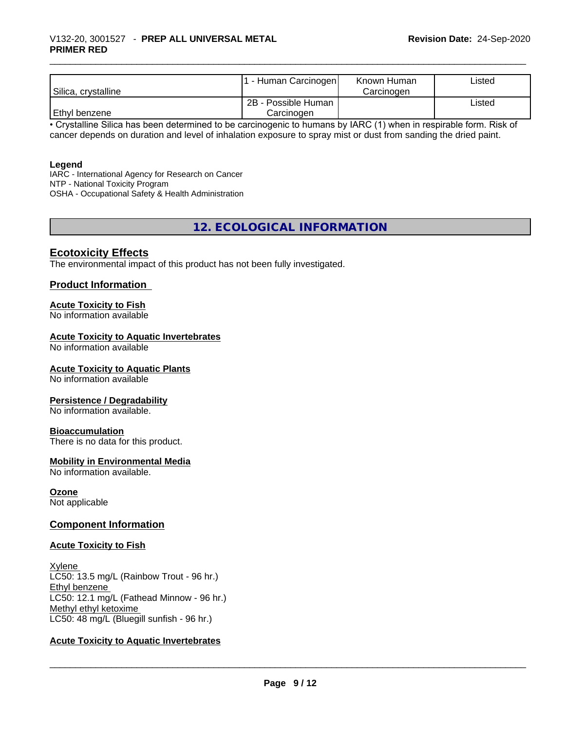| | | | |
|---|---|---|---|
| Silica, crystalline | 1 - Human Carcinogen | Known Human Carcinogen | Listed |
| Ethyl benzene | 2B - Possible Human Carcinogen | | Listed |

• Crystalline Silica has been determined to be carcinogenic to humans by IARC (1) when in respirable form. Risk of cancer depends on duration and level of inhalation exposure to spray mist or dust from sanding the dried paint.

**Legend**
IARC - International Agency for Research on Cancer
NTP - National Toxicity Program
OSHA - Occupational Safety & Health Administration

## 12. ECOLOGICAL INFORMATION

### Ecotoxicity Effects

The environmental impact of this product has not been fully investigated.

### Product Information

**Acute Toxicity to Fish**
No information available

**Acute Toxicity to Aquatic Invertebrates**
No information available

**Acute Toxicity to Aquatic Plants**
No information available

**Persistence / Degradability**
No information available.

**Bioaccumulation**
There is no data for this product.

**Mobility in Environmental Media**
No information available.

**Ozone**
Not applicable

### Component Information

**Acute Toxicity to Fish**

Xylene
LC50: 13.5 mg/L (Rainbow Trout - 96 hr.)
Ethyl benzene
LC50: 12.1 mg/L (Fathead Minnow - 96 hr.)
Methyl ethyl ketoxime
LC50: 48 mg/L (Bluegill sunfish - 96 hr.)

**Acute Toxicity to Aquatic Invertebrates**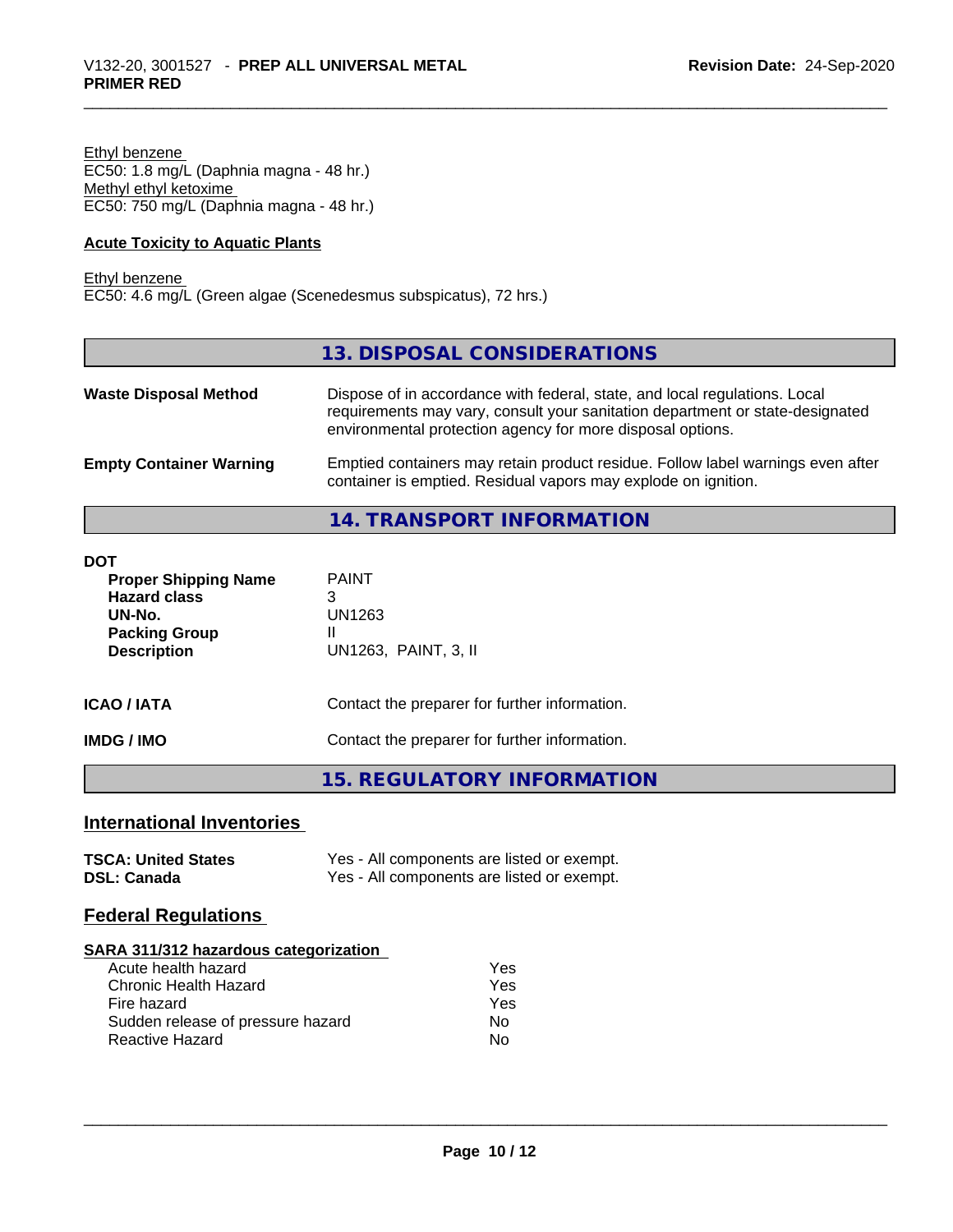Ethyl benzene
EC50: 1.8 mg/L (Daphnia magna - 48 hr.)
Methyl ethyl ketoxime
EC50: 750 mg/L (Daphnia magna - 48 hr.)

**Acute Toxicity to Aquatic Plants**

Ethyl benzene
EC50: 4.6 mg/L (Green algae (Scenedesmus subspicatus), 72 hrs.)

## 13. DISPOSAL CONSIDERATIONS

**Waste Disposal Method** Dispose of in accordance with federal, state, and local regulations. Local requirements may vary, consult your sanitation department or state-designated environmental protection agency for more disposal options.

**Empty Container Warning** Emptied containers may retain product residue. Follow label warnings even after container is emptied. Residual vapors may explode on ignition.

## 14. TRANSPORT INFORMATION

**DOT**

| | |
|---|---|
| **Proper Shipping Name** | PAINT |
| **Hazard class** | 3 |
| **UN-No.** | UN1263 |
| **Packing Group** | II |
| **Description** | UN1263, PAINT, 3, II |

**ICAO / IATA** Contact the preparer for further information.

**IMDG / IMO** Contact the preparer for further information.

## 15. REGULATORY INFORMATION

### International Inventories

| | |
|---|---|
| **TSCA: United States** | Yes - All components are listed or exempt. |
| **DSL: Canada** | Yes - All components are listed or exempt. |

### Federal Regulations

**SARA 311/312 hazardous categorization**

| | |
|---|---|
| Acute health hazard | Yes |
| Chronic Health Hazard | Yes |
| Fire hazard | Yes |
| Sudden release of pressure hazard | No |
| Reactive Hazard | No |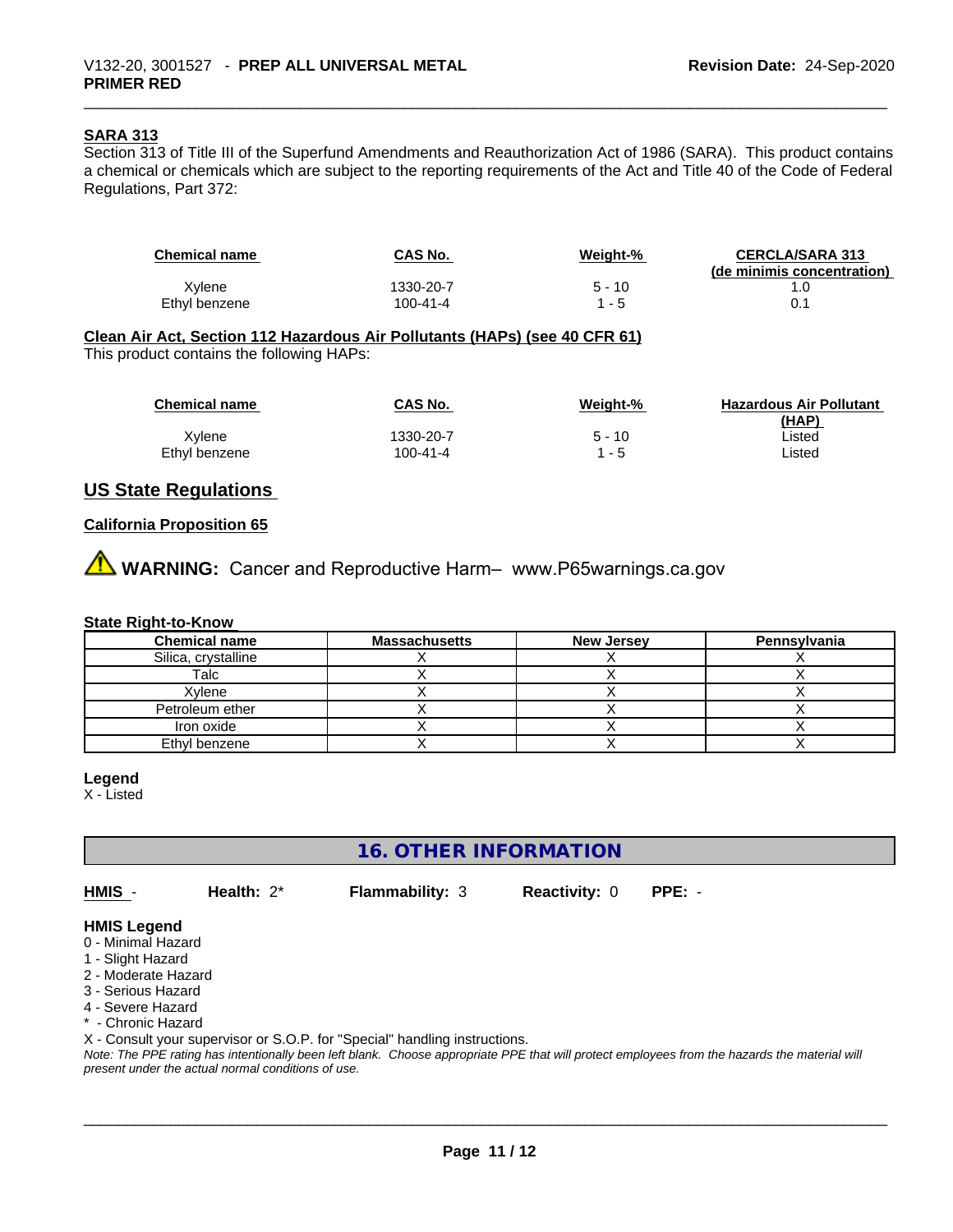### SARA 313

Section 313 of Title III of the Superfund Amendments and Reauthorization Act of 1986 (SARA). This product contains a chemical or chemicals which are subject to the reporting requirements of the Act and Title 40 of the Code of Federal Regulations, Part 372:

| Chemical name | CAS No. | Weight-% | CERCLA/SARA 313 (de minimis concentration) |
|---|---|---|---|
| Xylene | 1330-20-7 | 5 - 10 | 1.0 |
| Ethyl benzene | 100-41-4 | 1 - 5 | 0.1 |

### Clean Air Act, Section 112 Hazardous Air Pollutants (HAPs) (see 40 CFR 61)

This product contains the following HAPs:

| Chemical name | CAS No. | Weight-% | Hazardous Air Pollutant (HAP) |
|---|---|---|---|
| Xylene | 1330-20-7 | 5 - 10 | Listed |
| Ethyl benzene | 100-41-4 | 1 - 5 | Listed |

## US State Regulations

### California Proposition 65

⚠ **WARNING:** Cancer and Reproductive Harm– www.P65warnings.ca.gov

### State Right-to-Know

| Chemical name | Massachusetts | New Jersey | Pennsylvania |
|---|---|---|---|
| Silica, crystalline | X | X | X |
| Talc | X | X | X |
| Xylene | X | X | X |
| Petroleum ether | X | X | X |
| Iron oxide | X | X | X |
| Ethyl benzene | X | X | X |

**Legend**
X - Listed

## 16. OTHER INFORMATION

**HMIS** - **Health:** 2* **Flammability:** 3 **Reactivity:** 0 **PPE:** -

**HMIS Legend**
0 - Minimal Hazard
1 - Slight Hazard
2 - Moderate Hazard
3 - Serious Hazard
4 - Severe Hazard
* - Chronic Hazard
X - Consult your supervisor or S.O.P. for "Special" handling instructions.

*Note: The PPE rating has intentionally been left blank. Choose appropriate PPE that will protect employees from the hazards the material will present under the actual normal conditions of use.*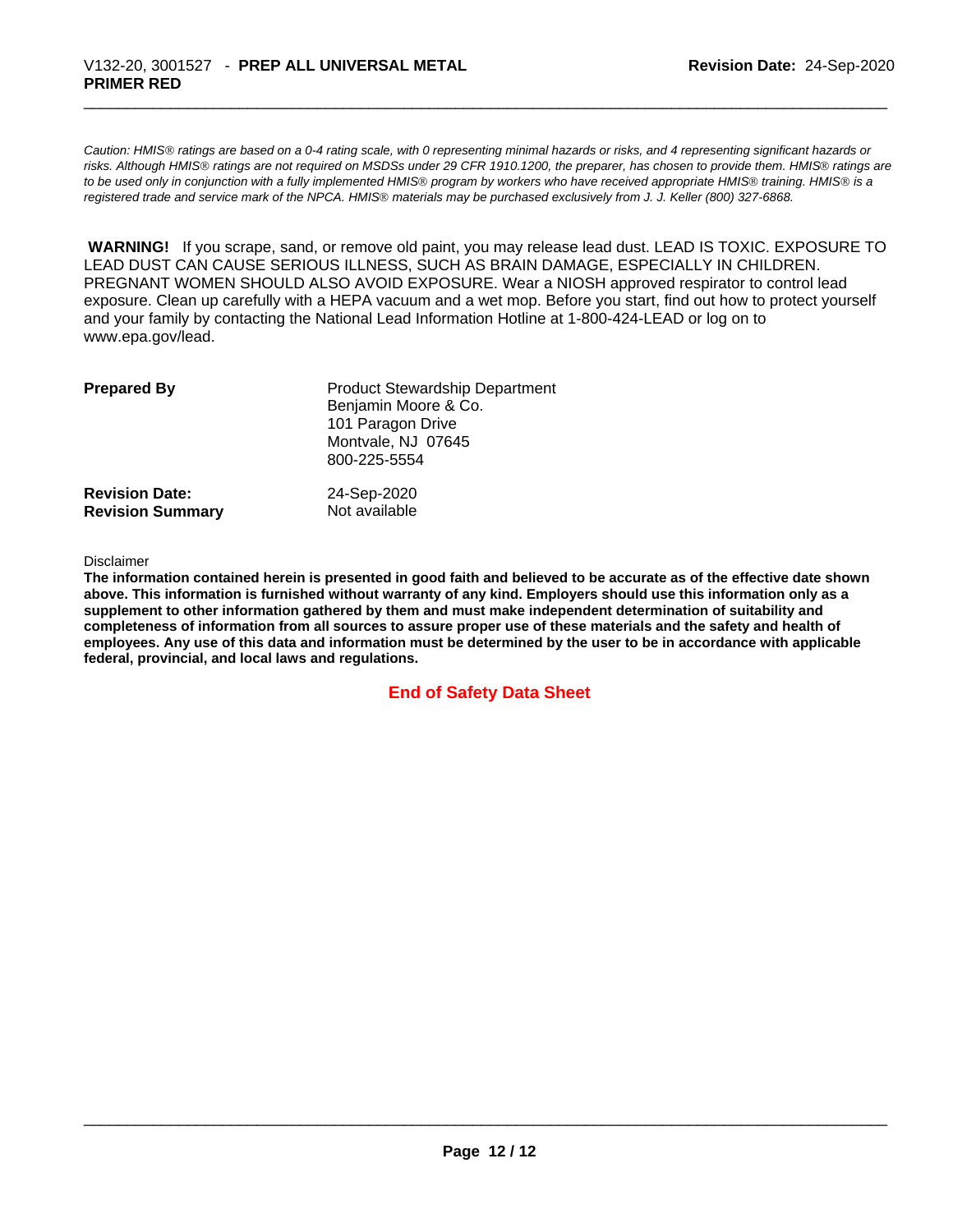*Caution: HMIS® ratings are based on a 0-4 rating scale, with 0 representing minimal hazards or risks, and 4 representing significant hazards or risks. Although HMIS® ratings are not required on MSDSs under 29 CFR 1910.1200, the preparer, has chosen to provide them. HMIS® ratings are to be used only in conjunction with a fully implemented HMIS® program by workers who have received appropriate HMIS® training. HMIS® is a registered trade and service mark of the NPCA. HMIS® materials may be purchased exclusively from J. J. Keller (800) 327-6868.*

**WARNING!** If you scrape, sand, or remove old paint, you may release lead dust. LEAD IS TOXIC. EXPOSURE TO LEAD DUST CAN CAUSE SERIOUS ILLNESS, SUCH AS BRAIN DAMAGE, ESPECIALLY IN CHILDREN. PREGNANT WOMEN SHOULD ALSO AVOID EXPOSURE. Wear a NIOSH approved respirator to control lead exposure. Clean up carefully with a HEPA vacuum and a wet mop. Before you start, find out how to protect yourself and your family by contacting the National Lead Information Hotline at 1-800-424-LEAD or log on to www.epa.gov/lead.

**Prepared By**
Product Stewardship Department
Benjamin Moore & Co.
101 Paragon Drive
Montvale, NJ 07645
800-225-5554

**Revision Date:** 24-Sep-2020
**Revision Summary** Not available

Disclaimer

**The information contained herein is presented in good faith and believed to be accurate as of the effective date shown above. This information is furnished without warranty of any kind. Employers should use this information only as a supplement to other information gathered by them and must make independent determination of suitability and completeness of information from all sources to assure proper use of these materials and the safety and health of employees. Any use of this data and information must be determined by the user to be in accordance with applicable federal, provincial, and local laws and regulations.**

**End of Safety Data Sheet**